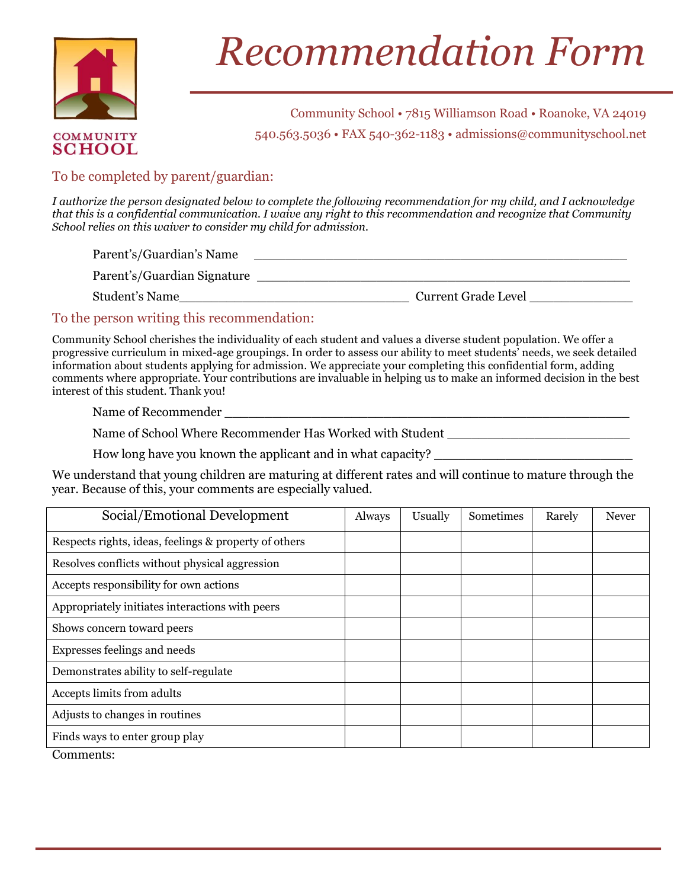# Recommendation Form

COMMUNITY SCHOOL

Community School • 7815 Williamson Road • Roanoke, VA 24019

540.563.5036 • FAX 540-362-1183 • admissions@communityschool.net

## To be completed by parent/guardian:

*I authorize the person designated below to complete the following recommendation for my child, and I acknowledge that this is a confidential communication. I waive any right to this recommendation and recognize that Community School relies on this waiver to consider my child for admission.*

Parent's/Guardian's Name ___________________________________________

Parent's/Guardian Signature ___________________________________________

Student's Name___________________________ Current Grade Level ____________

## To the person writing this recommendation:

Community School cherishes the individuality of each student and values a diverse student population. We offer a progressive curriculum in mixed-age groupings. In order to assess our ability to meet students' needs, we seek detailed information about students applying for admission. We appreciate your completing this confidential form, adding comments where appropriate. Your contributions are invaluable in helping us to make an informed decision in the best interest of this student. Thank you!

Name of Recommender ___________________________________________

Name of School Where Recommender Has Worked with Student ____________________

How long have you known the applicant and in what capacity? ____________________

We understand that young children are maturing at different rates and will continue to mature through the year. Because of this, your comments are especially valued.

| Social/Emotional Development | Always | Usually | Sometimes | Rarely | Never |
|---|---|---|---|---|---|
| Respects rights, ideas, feelings & property of others | | | | | |
| Resolves conflicts without physical aggression | | | | | |
| Accepts responsibility for own actions | | | | | |
| Appropriately initiates interactions with peers | | | | | |
| Shows concern toward peers | | | | | |
| Expresses feelings and needs | | | | | |
| Demonstrates ability to self-regulate | | | | | |
| Accepts limits from adults | | | | | |
| Adjusts to changes in routines | | | | | |
| Finds ways to enter group play | | | | | |

Comments: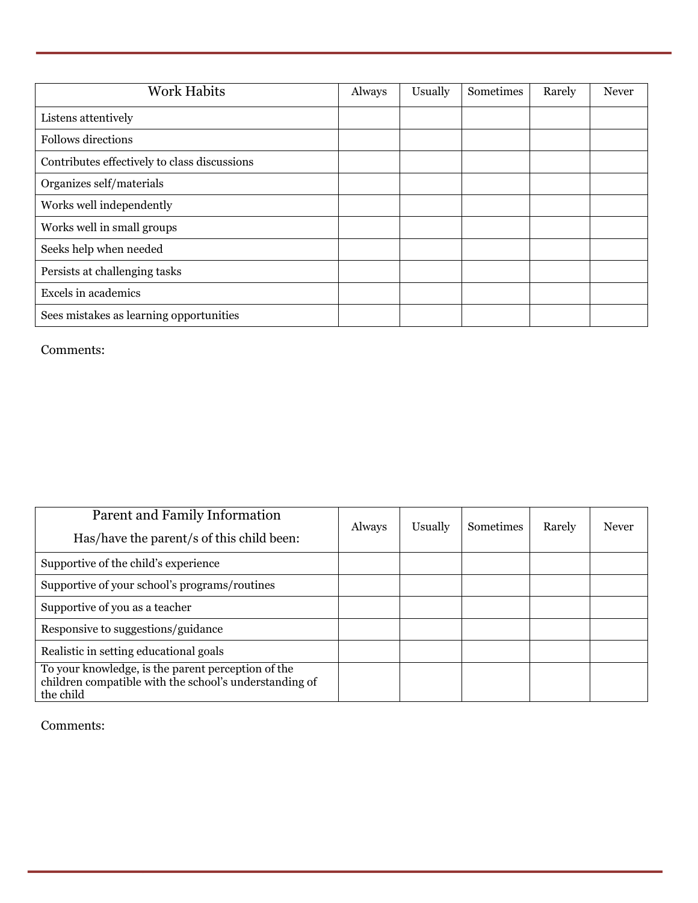| Work Habits | Always | Usually | Sometimes | Rarely | Never |
|---|---|---|---|---|---|
| Listens attentively | | | | | |
| Follows directions | | | | | |
| Contributes effectively to class discussions | | | | | |
| Organizes self/materials | | | | | |
| Works well independently | | | | | |
| Works well in small groups | | | | | |
| Seeks help when needed | | | | | |
| Persists at challenging tasks | | | | | |
| Excels in academics | | | | | |
| Sees mistakes as learning opportunities | | | | | |

Comments:

| Parent and Family Information<br>Has/have the parent/s of this child been: | Always | Usually | Sometimes | Rarely | Never |
|---|---|---|---|---|---|
| Supportive of the child's experience | | | | | |
| Supportive of your school's programs/routines | | | | | |
| Supportive of you as a teacher | | | | | |
| Responsive to suggestions/guidance | | | | | |
| Realistic in setting educational goals | | | | | |
| To your knowledge, is the parent perception of the children compatible with the school's understanding of the child | | | | | |

Comments: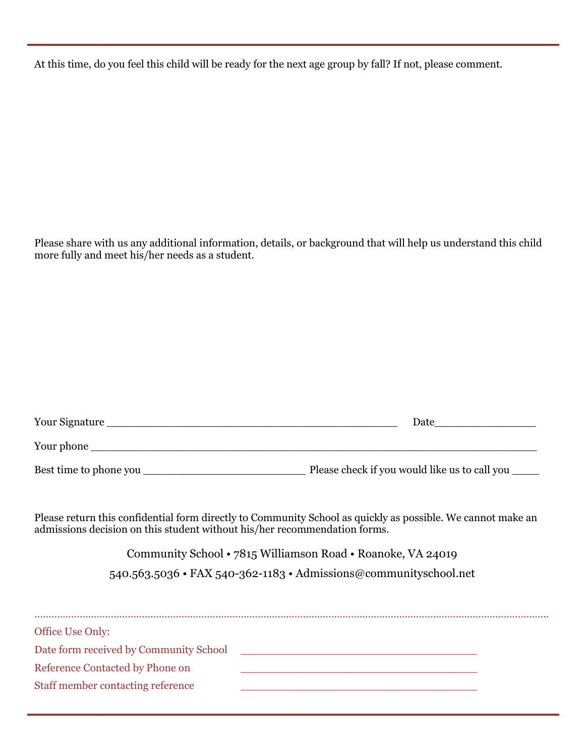At this time, do you feel this child will be ready for the next age group by fall? If not, please comment.

Please share with us any additional information, details, or background that will help us understand this child more fully and meet his/her needs as a student.

Your Signature ____________________________________________ Date________________

Your phone ____________________________________________________________________

Best time to phone you _________________________ Please check if you would like us to call you ____

Please return this confidential form directly to Community School as quickly as possible. We cannot make an admissions decision on this student without his/her recommendation forms.

Community School • 7815 Williamson Road • Roanoke, VA 24019

540.563.5036 • FAX 540-362-1183 • Admissions@communityschool.net

Office Use Only:

Date form received by Community School ____________________________________

Reference Contacted by Phone on ____________________________________

Staff member contacting reference ____________________________________